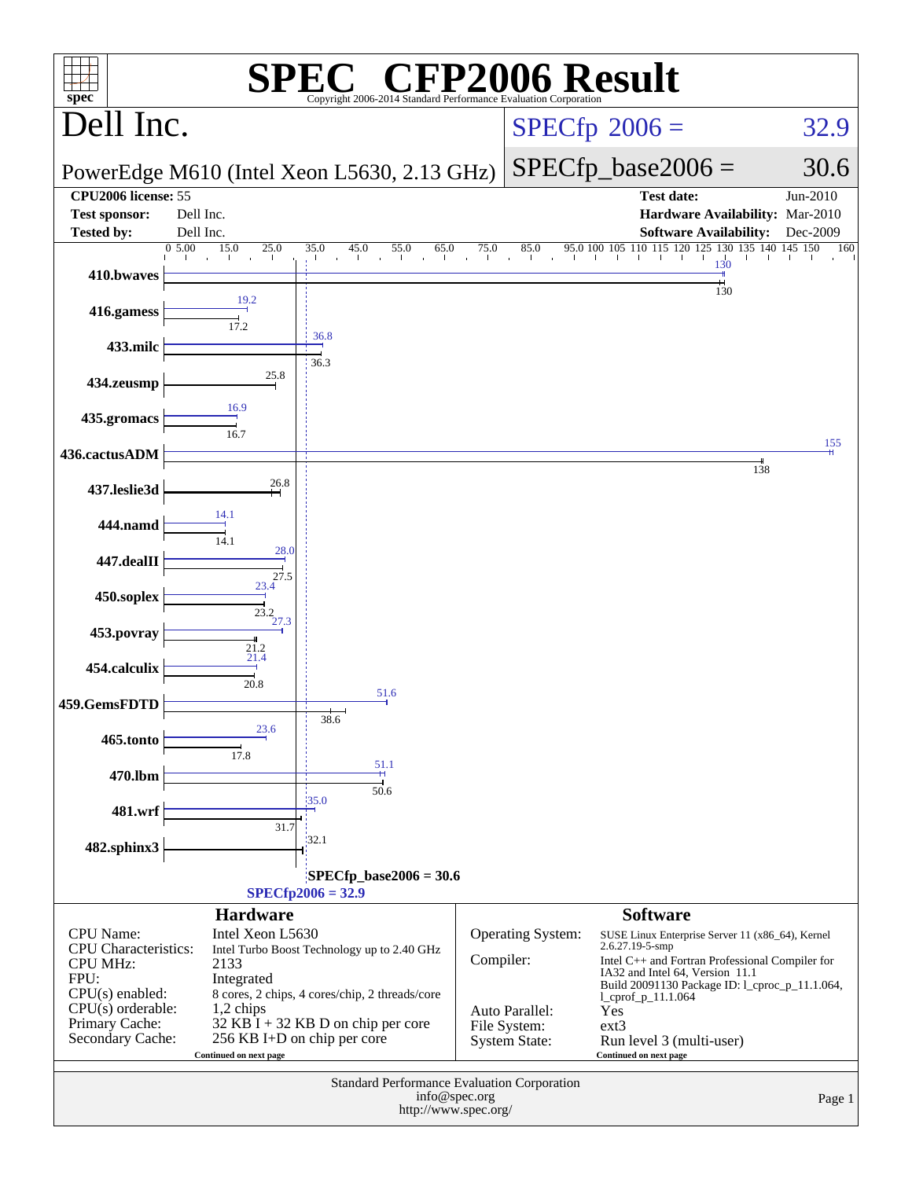# SPEC CFP2006 Result

Copyright 2006-2014 Standard Performance Evaluation Corporation

## Dell Inc.

PowerEdge M610 (Intel Xeon L5630, 2.13 GHz)

SPECfp 2006 = 32.9

SPECfp_base2006 = 30.6

| | | | |
|---|---|---|---|
| **CPU2006 license:** 55 | | **Test date:** | Jun-2010 |
| **Test sponsor:** | Dell Inc. | **Hardware Availability:** | Mar-2010 |
| **Tested by:** | Dell Inc. | **Software Availability:** | Dec-2009 |

| Benchmark | Peak | Base |
|---|---|---|
| 410.bwaves | 130 | 130 |
| 416.gamess | 19.2 | 17.2 |
| 433.milc | 36.8 | 36.3 |
| 434.zeusmp | | 25.8 |
| 435.gromacs | 16.9 | 16.7 |
| 436.cactusADM | 155 | 138 |
| 437.leslie3d | | 26.8 |
| 444.namd | 14.1 | 14.1 |
| 447.dealII | 28.0 | 27.5 |
| 450.soplex | 23.4 | 23.2 |
| 453.povray | 27.3 | 21.2 |
| 454.calculix | 21.4 | 20.8 |
| 459.GemsFDTD | 51.6 | 38.6 |
| 465.tonto | 23.6 | 17.8 |
| 470.lbm | 51.1 | 50.6 |
| 481.wrf | 35.0 | 31.7 |
| 482.sphinx3 | | 32.1 |

SPECfp_base2006 = 30.6

SPECfp2006 = 32.9

### Hardware

| | |
|---|---|
| CPU Name: | Intel Xeon L5630 |
| CPU Characteristics: | Intel Turbo Boost Technology up to 2.40 GHz |
| CPU MHz: | 2133 |
| FPU: | Integrated |
| CPU(s) enabled: | 8 cores, 2 chips, 4 cores/chip, 2 threads/core |
| CPU(s) orderable: | 1,2 chips |
| Primary Cache: | 32 KB I + 32 KB D on chip per core |
| Secondary Cache: | 256 KB I+D on chip per core |

Continued on next page

### Software

| | |
|---|---|
| Operating System: | SUSE Linux Enterprise Server 11 (x86_64), Kernel 2.6.27.19-5-smp |
| Compiler: | Intel C++ and Fortran Professional Compiler for IA32 and Intel 64, Version 11.1 Build 20091130 Package ID: l_cproc_p_11.1.064, l_cprof_p_11.1.064 |
| Auto Parallel: | Yes |
| File System: | ext3 |
| System State: | Run level 3 (multi-user) |

Continued on next page

Standard Performance Evaluation Corporation
info@spec.org
http://www.spec.org/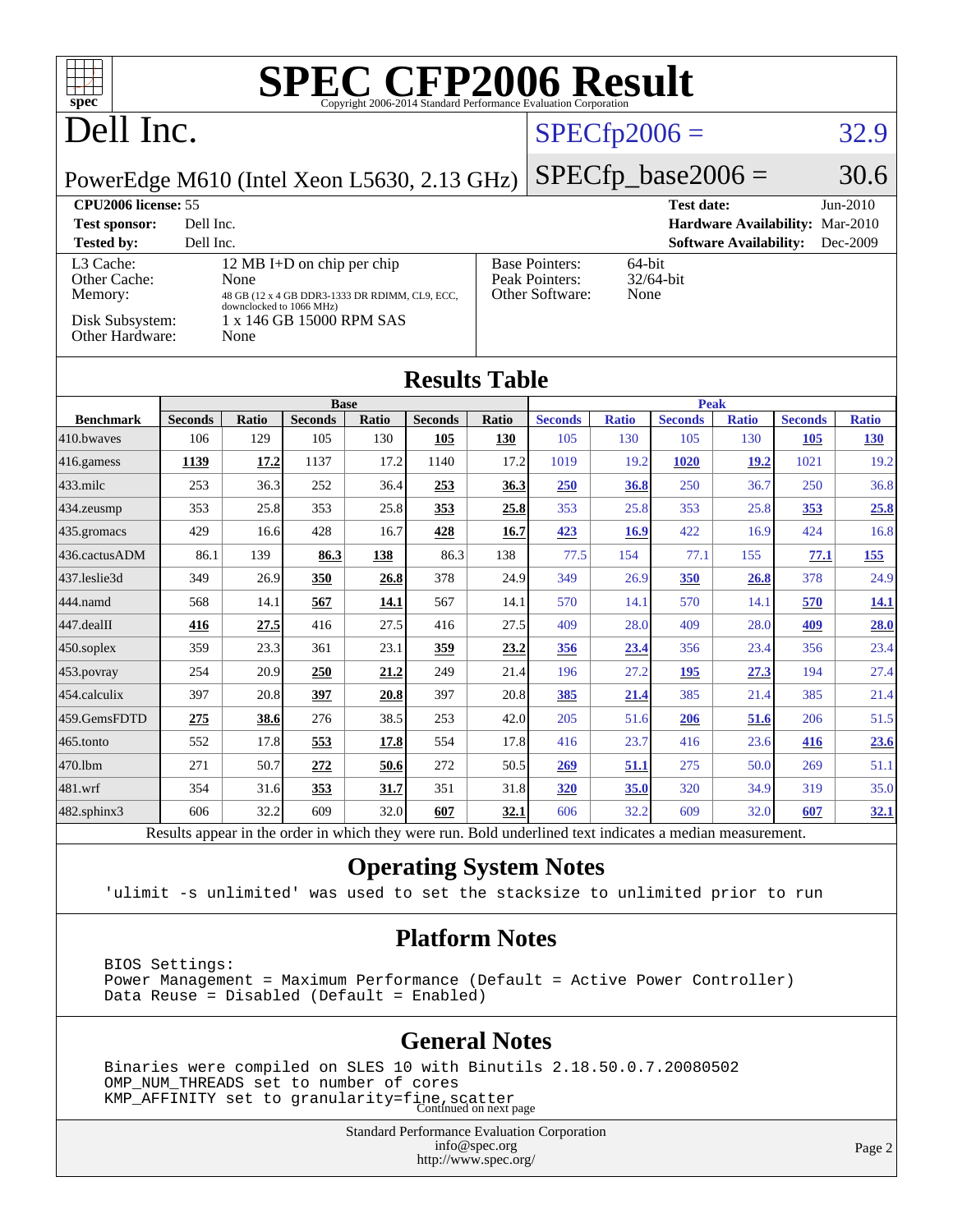# SPEC CFP2006 Result

Copyright 2006-2014 Standard Performance Evaluation Corporation

# Dell Inc.

PowerEdge M610 (Intel Xeon L5630, 2.13 GHz)

SPECfp2006 = 32.9

SPECfp_base2006 = 30.6

| | | | |
|---|---|---|---|
| **CPU2006 license:** 55 | | **Test date:** | Jun-2010 |
| **Test sponsor:** | Dell Inc. | **Hardware Availability:** | Mar-2010 |
| **Tested by:** | Dell Inc. | **Software Availability:** | Dec-2009 |

| | | | |
|---|---|---|---|
| L3 Cache: | 12 MB I+D on chip per chip | Base Pointers: | 64-bit |
| Other Cache: | None | Peak Pointers: | 32/64-bit |
| Memory: | 48 GB (12 x 4 GB DDR3-1333 DR RDIMM, CL9, ECC, downclocked to 1066 MHz) | Other Software: | None |
| Disk Subsystem: | 1 x 146 GB 15000 RPM SAS | | |
| Other Hardware: | None | | |

## Results Table

| Benchmark | Base | | | | | | Peak | | | | | |
|---|---|---|---|---|---|---|---|---|---|---|---|---|
| | Seconds | Ratio | Seconds | Ratio | Seconds | Ratio | Seconds | Ratio | Seconds | Ratio | Seconds | Ratio |
| 410.bwaves | 106 | 129 | 105 | 130 | **105** | **130** | 105 | 130 | 105 | 130 | **105** | **130** |
| 416.gamess | **1139** | **17.2** | 1137 | 17.2 | 1140 | 17.2 | 1019 | 19.2 | **1020** | **19.2** | 1021 | 19.2 |
| 433.milc | 253 | 36.3 | 252 | 36.4 | **253** | **36.3** | **250** | **36.8** | 250 | 36.7 | 250 | 36.8 |
| 434.zeusmp | 353 | 25.8 | 353 | 25.8 | **353** | **25.8** | 353 | 25.8 | 353 | 25.8 | **353** | **25.8** |
| 435.gromacs | 429 | 16.6 | 428 | 16.7 | **428** | **16.7** | **423** | **16.9** | 422 | 16.9 | 424 | 16.8 |
| 436.cactusADM | 86.1 | 139 | **86.3** | **138** | 86.3 | 138 | 77.5 | 154 | 77.1 | 155 | **77.1** | **155** |
| 437.leslie3d | 349 | 26.9 | **350** | **26.8** | 378 | 24.9 | 349 | 26.9 | **350** | **26.8** | 378 | 24.9 |
| 444.namd | 568 | 14.1 | **567** | **14.1** | 567 | 14.1 | 570 | 14.1 | 570 | 14.1 | **570** | **14.1** |
| 447.dealII | **416** | **27.5** | 416 | 27.5 | 416 | 27.5 | 409 | 28.0 | 409 | 28.0 | **409** | **28.0** |
| 450.soplex | 359 | 23.3 | 361 | 23.1 | **359** | **23.2** | **356** | **23.4** | 356 | 23.4 | 356 | 23.4 |
| 453.povray | 254 | 20.9 | **250** | **21.2** | 249 | 21.4 | 196 | 27.2 | **195** | **27.3** | 194 | 27.4 |
| 454.calculix | 397 | 20.8 | **397** | **20.8** | 397 | 20.8 | **385** | **21.4** | 385 | 21.4 | 385 | 21.4 |
| 459.GemsFDTD | **275** | **38.6** | 276 | 38.5 | 253 | 42.0 | 205 | 51.6 | **206** | **51.6** | 206 | 51.5 |
| 465.tonto | 552 | 17.8 | **553** | **17.8** | 554 | 17.8 | 416 | 23.7 | 416 | 23.6 | **416** | **23.6** |
| 470.lbm | 271 | 50.7 | **272** | **50.6** | 272 | 50.5 | **269** | **51.1** | 275 | 50.0 | 269 | 51.1 |
| 481.wrf | 354 | 31.6 | **353** | **31.7** | 351 | 31.8 | **320** | **35.0** | 320 | 34.9 | 319 | 35.0 |
| 482.sphinx3 | 606 | 32.2 | 609 | 32.0 | **607** | **32.1** | 606 | 32.2 | 609 | 32.0 | **607** | **32.1** |

Results appear in the order in which they were run. Bold underlined text indicates a median measurement.

## Operating System Notes

```
'ulimit -s unlimited' was used to set the stacksize to unlimited prior to run
```

## Platform Notes

```
BIOS Settings:
Power Management = Maximum Performance (Default = Active Power Controller)
Data Reuse = Disabled (Default = Enabled)
```

## General Notes

```
Binaries were compiled on SLES 10 with Binutils 2.18.50.0.7.20080502
OMP_NUM_THREADS set to number of cores
KMP_AFFINITY set to granularity=fine,scatter
```

Continued on next page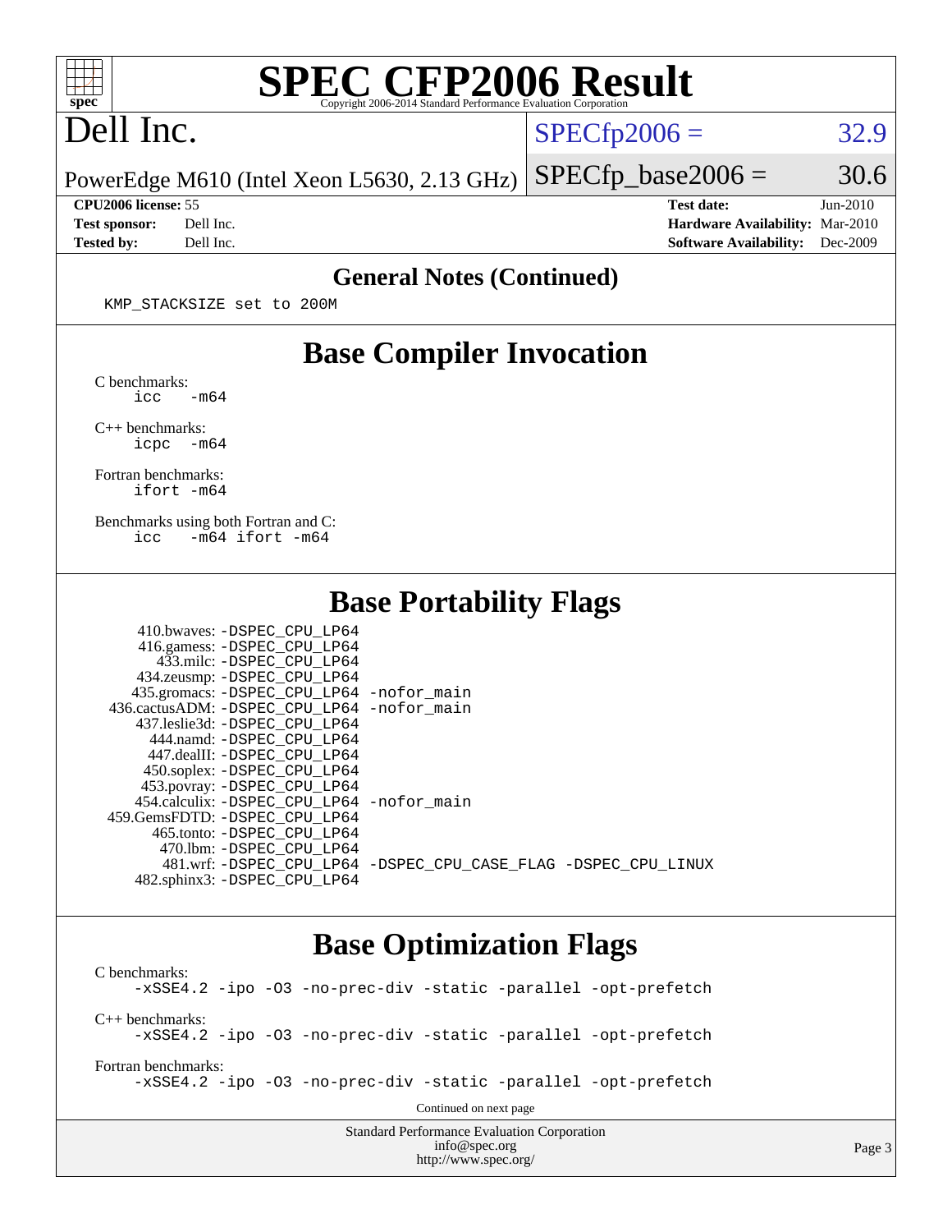# SPEC CFP2006 Result

Copyright 2006-2014 Standard Performance Evaluation Corporation

## Dell Inc.

PowerEdge M610 (Intel Xeon L5630, 2.13 GHz)

SPECfp2006 = 32.9

SPECfp_base2006 = 30.6

| | | | |
|---|---|---|---|
| **CPU2006 license:** 55 | | **Test date:** | Jun-2010 |
| **Test sponsor:** | Dell Inc. | **Hardware Availability:** | Mar-2010 |
| **Tested by:** | Dell Inc. | **Software Availability:** | Dec-2009 |

### General Notes (Continued)

```
KMP_STACKSIZE set to 200M
```

## Base Compiler Invocation

C benchmarks:
```
icc   -m64
```

C++ benchmarks:
```
icpc  -m64
```

Fortran benchmarks:
```
ifort -m64
```

Benchmarks using both Fortran and C:
```
icc   -m64 ifort -m64
```

## Base Portability Flags

```
     410.bwaves: -DSPEC_CPU_LP64
     416.gamess: -DSPEC_CPU_LP64
       433.milc: -DSPEC_CPU_LP64
     434.zeusmp: -DSPEC_CPU_LP64
    435.gromacs: -DSPEC_CPU_LP64 -nofor_main
 436.cactusADM: -DSPEC_CPU_LP64 -nofor_main
   437.leslie3d: -DSPEC_CPU_LP64
       444.namd: -DSPEC_CPU_LP64
     447.dealII: -DSPEC_CPU_LP64
     450.soplex: -DSPEC_CPU_LP64
     453.povray: -DSPEC_CPU_LP64
   454.calculix: -DSPEC_CPU_LP64 -nofor_main
  459.GemsFDTD: -DSPEC_CPU_LP64
      465.tonto: -DSPEC_CPU_LP64
        470.lbm: -DSPEC_CPU_LP64
        481.wrf: -DSPEC_CPU_LP64 -DSPEC_CPU_CASE_FLAG -DSPEC_CPU_LINUX
    482.sphinx3: -DSPEC_CPU_LP64
```

## Base Optimization Flags

C benchmarks:
```
-xSSE4.2 -ipo -O3 -no-prec-div -static -parallel -opt-prefetch
```

C++ benchmarks:
```
-xSSE4.2 -ipo -O3 -no-prec-div -static -parallel -opt-prefetch
```

Fortran benchmarks:
```
-xSSE4.2 -ipo -O3 -no-prec-div -static -parallel -opt-prefetch
```

Continued on next page

Standard Performance Evaluation Corporation
info@spec.org
http://www.spec.org/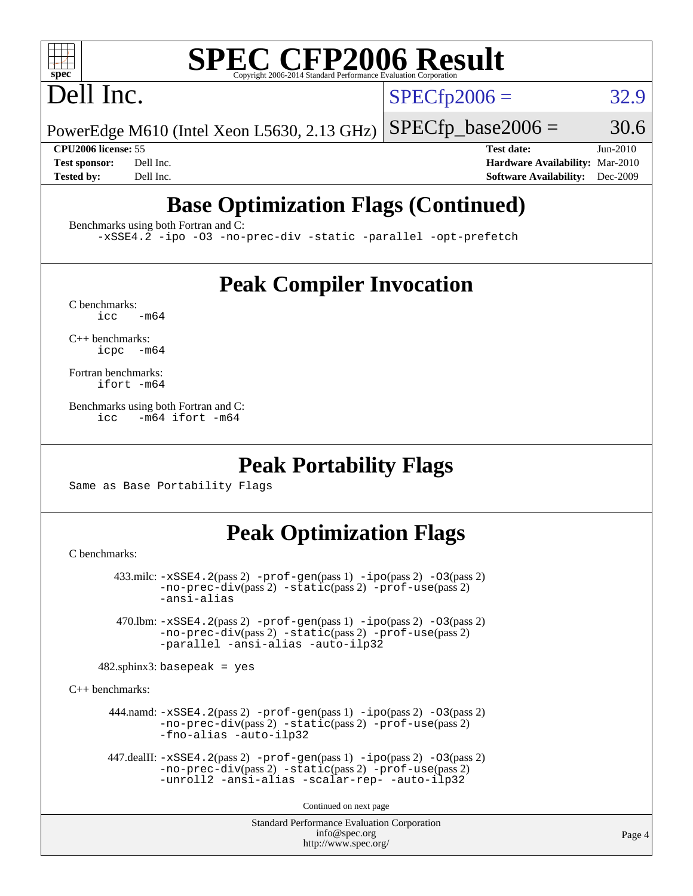# SPEC CFP2006 Result

Copyright 2006-2014 Standard Performance Evaluation Corporation

## Dell Inc.

PowerEdge M610 (Intel Xeon L5630, 2.13 GHz)

SPECfp2006 = 32.9

SPECfp_base2006 = 30.6

**CPU2006 license:** 55
**Test sponsor:** Dell Inc.
**Tested by:** Dell Inc.

**Test date:** Jun-2010
**Hardware Availability:** Mar-2010
**Software Availability:** Dec-2009

## Base Optimization Flags (Continued)

Benchmarks using both Fortran and C:

```
-xSSE4.2 -ipo -O3 -no-prec-div -static -parallel -opt-prefetch
```

## Peak Compiler Invocation

C benchmarks:

```
icc   -m64
```

C++ benchmarks:

```
icpc  -m64
```

Fortran benchmarks:

```
ifort -m64
```

Benchmarks using both Fortran and C:

```
icc   -m64 ifort -m64
```

## Peak Portability Flags

Same as Base Portability Flags

## Peak Optimization Flags

C benchmarks:

433.milc: -xSSE4.2(pass 2) -prof-gen(pass 1) -ipo(pass 2) -O3(pass 2) -no-prec-div(pass 2) -static(pass 2) -prof-use(pass 2) -ansi-alias

470.lbm: -xSSE4.2(pass 2) -prof-gen(pass 1) -ipo(pass 2) -O3(pass 2) -no-prec-div(pass 2) -static(pass 2) -prof-use(pass 2) -parallel -ansi-alias -auto-ilp32

482.sphinx3: basepeak = yes

C++ benchmarks:

444.namd: -xSSE4.2(pass 2) -prof-gen(pass 1) -ipo(pass 2) -O3(pass 2) -no-prec-div(pass 2) -static(pass 2) -prof-use(pass 2) -fno-alias -auto-ilp32

447.dealII: -xSSE4.2(pass 2) -prof-gen(pass 1) -ipo(pass 2) -O3(pass 2) -no-prec-div(pass 2) -static(pass 2) -prof-use(pass 2) -unroll2 -ansi-alias -scalar-rep- -auto-ilp32

Continued on next page

Standard Performance Evaluation Corporation
info@spec.org
http://www.spec.org/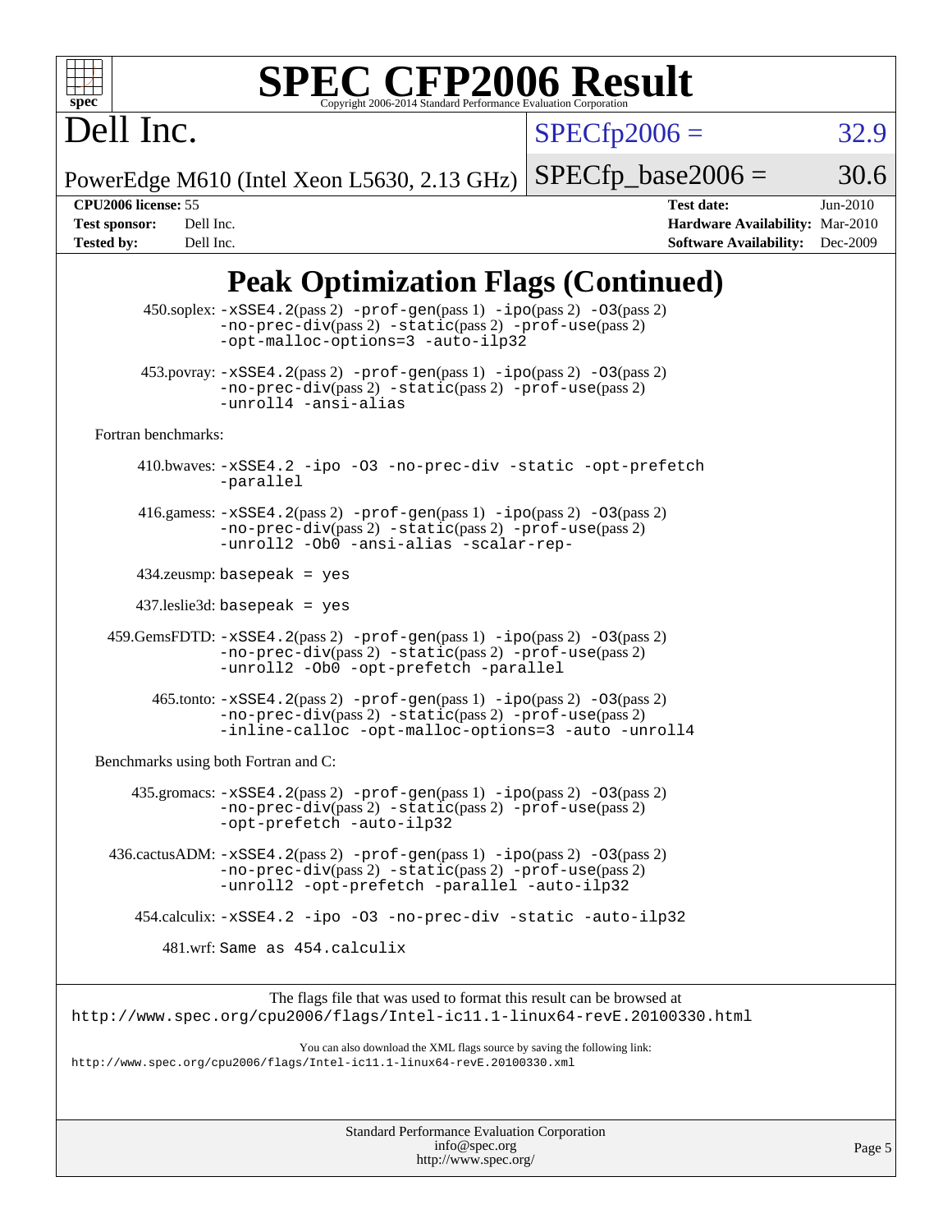# SPEC CFP2006 Result

Copyright 2006-2014 Standard Performance Evaluation Corporation

**Dell Inc.**

PowerEdge M610 (Intel Xeon L5630, 2.13 GHz)

SPECfp2006 = 32.9

SPECfp_base2006 = 30.6

| | | | |
|---|---|---|---|
| **CPU2006 license:** | 55 | **Test date:** | Jun-2010 |
| **Test sponsor:** | Dell Inc. | **Hardware Availability:** | Mar-2010 |
| **Tested by:** | Dell Inc. | **Software Availability:** | Dec-2009 |

## Peak Optimization Flags (Continued)

450.soplex: -xSSE4.2(pass 2) -prof-gen(pass 1) -ipo(pass 2) -O3(pass 2) -no-prec-div(pass 2) -static(pass 2) -prof-use(pass 2) -opt-malloc-options=3 -auto-ilp32

453.povray: -xSSE4.2(pass 2) -prof-gen(pass 1) -ipo(pass 2) -O3(pass 2) -no-prec-div(pass 2) -static(pass 2) -prof-use(pass 2) -unroll4 -ansi-alias

Fortran benchmarks:

410.bwaves: -xSSE4.2 -ipo -O3 -no-prec-div -static -opt-prefetch -parallel

416.gamess: -xSSE4.2(pass 2) -prof-gen(pass 1) -ipo(pass 2) -O3(pass 2) -no-prec-div(pass 2) -static(pass 2) -prof-use(pass 2) -unroll2 -Ob0 -ansi-alias -scalar-rep-

434.zeusmp: basepeak = yes

437.leslie3d: basepeak = yes

459.GemsFDTD: -xSSE4.2(pass 2) -prof-gen(pass 1) -ipo(pass 2) -O3(pass 2) -no-prec-div(pass 2) -static(pass 2) -prof-use(pass 2) -unroll2 -Ob0 -opt-prefetch -parallel

465.tonto: -xSSE4.2(pass 2) -prof-gen(pass 1) -ipo(pass 2) -O3(pass 2) -no-prec-div(pass 2) -static(pass 2) -prof-use(pass 2) -inline-calloc -opt-malloc-options=3 -auto -unroll4

Benchmarks using both Fortran and C:

435.gromacs: -xSSE4.2(pass 2) -prof-gen(pass 1) -ipo(pass 2) -O3(pass 2) -no-prec-div(pass 2) -static(pass 2) -prof-use(pass 2) -opt-prefetch -auto-ilp32

436.cactusADM: -xSSE4.2(pass 2) -prof-gen(pass 1) -ipo(pass 2) -O3(pass 2) -no-prec-div(pass 2) -static(pass 2) -prof-use(pass 2) -unroll2 -opt-prefetch -parallel -auto-ilp32

454.calculix: -xSSE4.2 -ipo -O3 -no-prec-div -static -auto-ilp32

481.wrf: Same as 454.calculix

The flags file that was used to format this result can be browsed at
http://www.spec.org/cpu2006/flags/Intel-ic11.1-linux64-revE.20100330.html

You can also download the XML flags source by saving the following link:
http://www.spec.org/cpu2006/flags/Intel-ic11.1-linux64-revE.20100330.xml

Standard Performance Evaluation Corporation
info@spec.org
http://www.spec.org/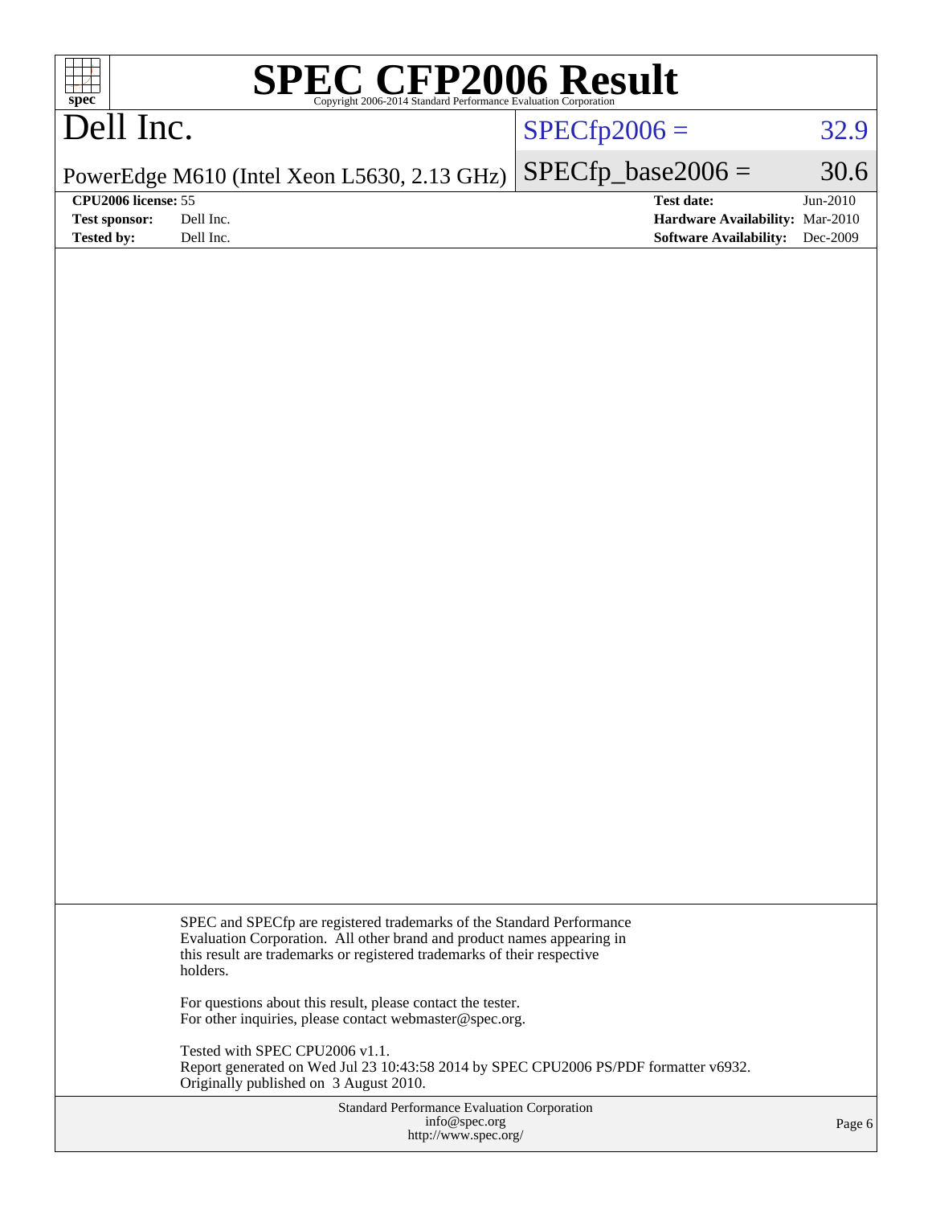# SPEC CFP2006 Result

Copyright 2006-2014 Standard Performance Evaluation Corporation

## Dell Inc.

PowerEdge M610 (Intel Xeon L5630, 2.13 GHz)

SPECfp2006 = 32.9

SPECfp_base2006 = 30.6

| | | | |
|---|---|---|---|
| **CPU2006 license:** | 55 | **Test date:** | Jun-2010 |
| **Test sponsor:** | Dell Inc. | **Hardware Availability:** | Mar-2010 |
| **Tested by:** | Dell Inc. | **Software Availability:** | Dec-2009 |

SPEC and SPECfp are registered trademarks of the Standard Performance Evaluation Corporation. All other brand and product names appearing in this result are trademarks or registered trademarks of their respective holders.

For questions about this result, please contact the tester.
For other inquiries, please contact webmaster@spec.org.

Tested with SPEC CPU2006 v1.1.
Report generated on Wed Jul 23 10:43:58 2014 by SPEC CPU2006 PS/PDF formatter v6932.
Originally published on 3 August 2010.

Standard Performance Evaluation Corporation
info@spec.org
http://www.spec.org/